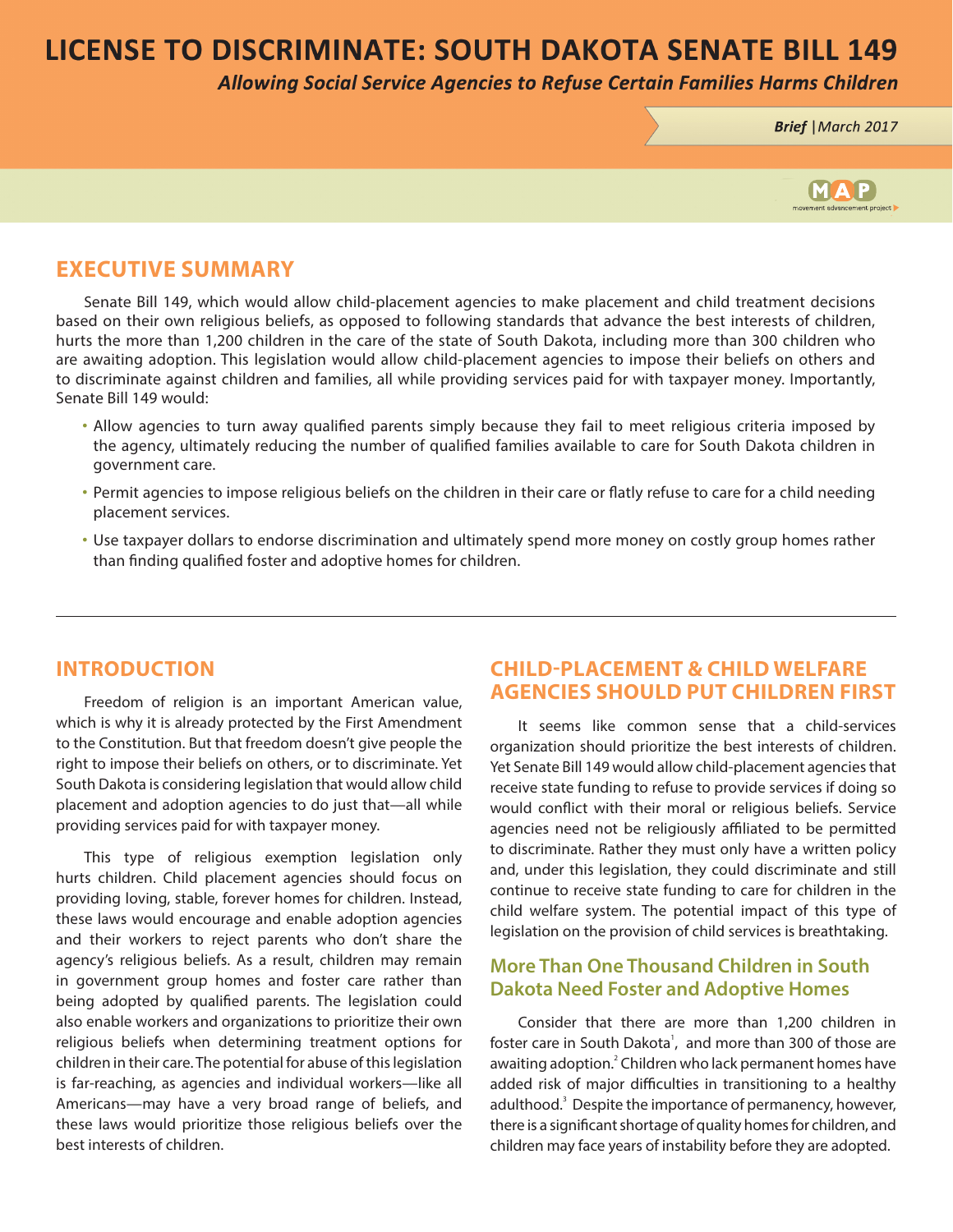# LICENSE TO DISCRIMINATE: SOUTH DAKOTA SENATE BILL 149

*Allowing Social Service Agencies to Refuse Certain Families Harms Children*

***Brief** | March 2017*

MAP movement advancement project

## EXECUTIVE SUMMARY

Senate Bill 149, which would allow child-placement agencies to make placement and child treatment decisions based on their own religious beliefs, as opposed to following standards that advance the best interests of children, hurts the more than 1,200 children in the care of the state of South Dakota, including more than 300 children who are awaiting adoption. This legislation would allow child-placement agencies to impose their beliefs on others and to discriminate against children and families, all while providing services paid for with taxpayer money. Importantly, Senate Bill 149 would:

- Allow agencies to turn away qualified parents simply because they fail to meet religious criteria imposed by the agency, ultimately reducing the number of qualified families available to care for South Dakota children in government care.
- Permit agencies to impose religious beliefs on the children in their care or flatly refuse to care for a child needing placement services.
- Use taxpayer dollars to endorse discrimination and ultimately spend more money on costly group homes rather than finding qualified foster and adoptive homes for children.

## INTRODUCTION

Freedom of religion is an important American value, which is why it is already protected by the First Amendment to the Constitution. But that freedom doesn't give people the right to impose their beliefs on others, or to discriminate. Yet South Dakota is considering legislation that would allow child placement and adoption agencies to do just that—all while providing services paid for with taxpayer money.

This type of religious exemption legislation only hurts children. Child placement agencies should focus on providing loving, stable, forever homes for children. Instead, these laws would encourage and enable adoption agencies and their workers to reject parents who don't share the agency's religious beliefs. As a result, children may remain in government group homes and foster care rather than being adopted by qualified parents. The legislation could also enable workers and organizations to prioritize their own religious beliefs when determining treatment options for children in their care. The potential for abuse of this legislation is far-reaching, as agencies and individual workers—like all Americans—may have a very broad range of beliefs, and these laws would prioritize those religious beliefs over the best interests of children.

## CHILD-PLACEMENT & CHILD WELFARE AGENCIES SHOULD PUT CHILDREN FIRST

It seems like common sense that a child-services organization should prioritize the best interests of children. Yet Senate Bill 149 would allow child-placement agencies that receive state funding to refuse to provide services if doing so would conflict with their moral or religious beliefs. Service agencies need not be religiously affiliated to be permitted to discriminate. Rather they must only have a written policy and, under this legislation, they could discriminate and still continue to receive state funding to care for children in the child welfare system. The potential impact of this type of legislation on the provision of child services is breathtaking.

### More Than One Thousand Children in South Dakota Need Foster and Adoptive Homes

Consider that there are more than 1,200 children in foster care in South Dakota[1], and more than 300 of those are awaiting adoption.[2] Children who lack permanent homes have added risk of major difficulties in transitioning to a healthy adulthood.[3] Despite the importance of permanency, however, there is a significant shortage of quality homes for children, and children may face years of instability before they are adopted.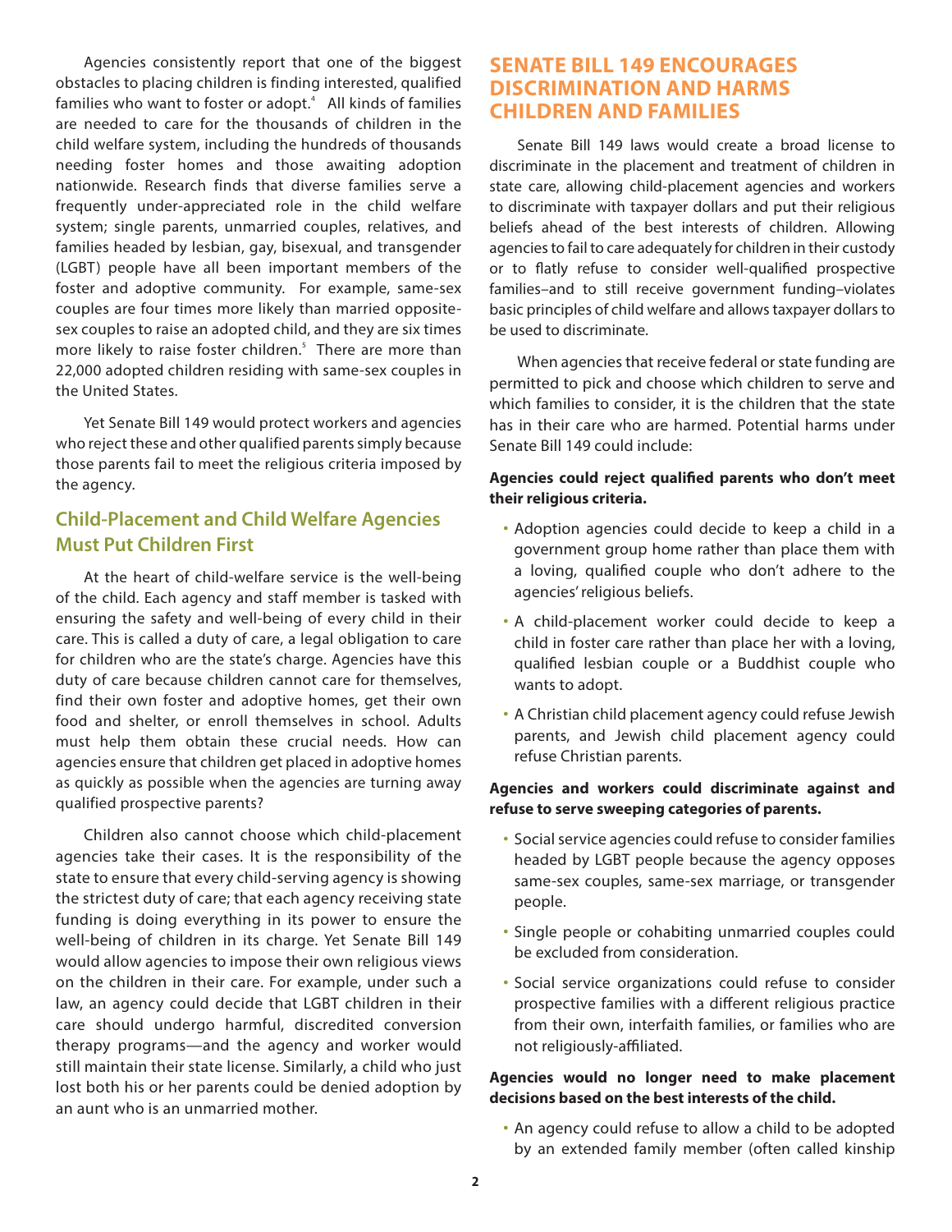Agencies consistently report that one of the biggest obstacles to placing children is finding interested, qualified families who want to foster or adopt.[4] All kinds of families are needed to care for the thousands of children in the child welfare system, including the hundreds of thousands needing foster homes and those awaiting adoption nationwide. Research finds that diverse families serve a frequently under-appreciated role in the child welfare system; single parents, unmarried couples, relatives, and families headed by lesbian, gay, bisexual, and transgender (LGBT) people have all been important members of the foster and adoptive community. For example, same-sex couples are four times more likely than married opposite-sex couples to raise an adopted child, and they are six times more likely to raise foster children.[5] There are more than 22,000 adopted children residing with same-sex couples in the United States.

Yet Senate Bill 149 would protect workers and agencies who reject these and other qualified parents simply because those parents fail to meet the religious criteria imposed by the agency.

## Child-Placement and Child Welfare Agencies Must Put Children First

At the heart of child-welfare service is the well-being of the child. Each agency and staff member is tasked with ensuring the safety and well-being of every child in their care. This is called a duty of care, a legal obligation to care for children who are the state's charge. Agencies have this duty of care because children cannot care for themselves, find their own foster and adoptive homes, get their own food and shelter, or enroll themselves in school. Adults must help them obtain these crucial needs. How can agencies ensure that children get placed in adoptive homes as quickly as possible when the agencies are turning away qualified prospective parents?

Children also cannot choose which child-placement agencies take their cases. It is the responsibility of the state to ensure that every child-serving agency is showing the strictest duty of care; that each agency receiving state funding is doing everything in its power to ensure the well-being of children in its charge. Yet Senate Bill 149 would allow agencies to impose their own religious views on the children in their care. For example, under such a law, an agency could decide that LGBT children in their care should undergo harmful, discredited conversion therapy programs—and the agency and worker would still maintain their state license. Similarly, a child who just lost both his or her parents could be denied adoption by an aunt who is an unmarried mother.

## SENATE BILL 149 ENCOURAGES DISCRIMINATION AND HARMS CHILDREN AND FAMILIES

Senate Bill 149 laws would create a broad license to discriminate in the placement and treatment of children in state care, allowing child-placement agencies and workers to discriminate with taxpayer dollars and put their religious beliefs ahead of the best interests of children. Allowing agencies to fail to care adequately for children in their custody or to flatly refuse to consider well-qualified prospective families–and to still receive government funding–violates basic principles of child welfare and allows taxpayer dollars to be used to discriminate.

When agencies that receive federal or state funding are permitted to pick and choose which children to serve and which families to consider, it is the children that the state has in their care who are harmed. Potential harms under Senate Bill 149 could include:

**Agencies could reject qualified parents who don't meet their religious criteria.**

- Adoption agencies could decide to keep a child in a government group home rather than place them with a loving, qualified couple who don't adhere to the agencies' religious beliefs.
- A child-placement worker could decide to keep a child in foster care rather than place her with a loving, qualified lesbian couple or a Buddhist couple who wants to adopt.
- A Christian child placement agency could refuse Jewish parents, and Jewish child placement agency could refuse Christian parents.

**Agencies and workers could discriminate against and refuse to serve sweeping categories of parents.**

- Social service agencies could refuse to consider families headed by LGBT people because the agency opposes same-sex couples, same-sex marriage, or transgender people.
- Single people or cohabiting unmarried couples could be excluded from consideration.
- Social service organizations could refuse to consider prospective families with a different religious practice from their own, interfaith families, or families who are not religiously-affiliated.

**Agencies would no longer need to make placement decisions based on the best interests of the child.**

- An agency could refuse to allow a child to be adopted by an extended family member (often called kinship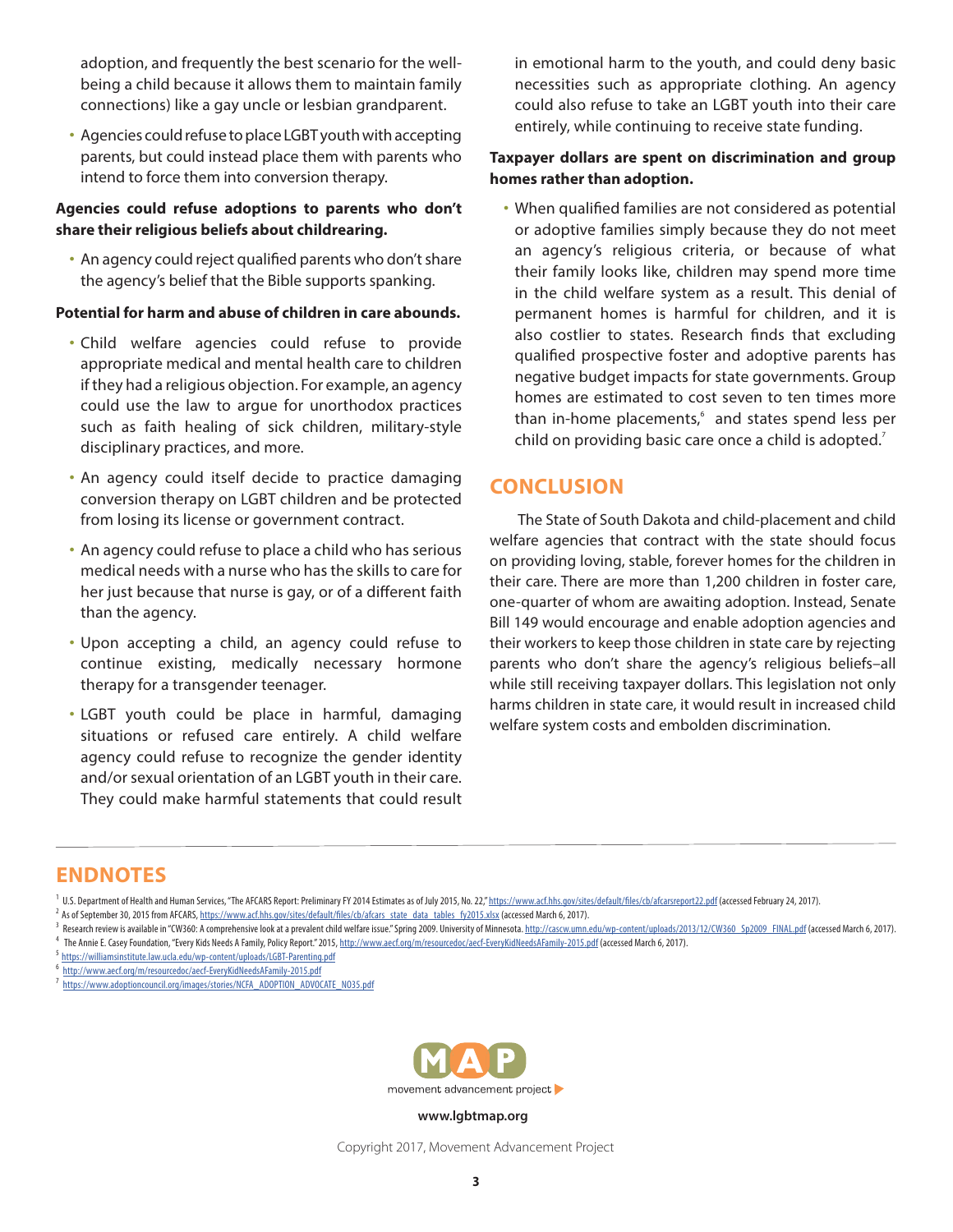adoption, and frequently the best scenario for the well-being a child because it allows them to maintain family connections) like a gay uncle or lesbian grandparent.

- Agencies could refuse to place LGBT youth with accepting parents, but could instead place them with parents who intend to force them into conversion therapy.

**Agencies could refuse adoptions to parents who don't share their religious beliefs about childrearing.**

- An agency could reject qualified parents who don't share the agency's belief that the Bible supports spanking.

**Potential for harm and abuse of children in care abounds.**

- Child welfare agencies could refuse to provide appropriate medical and mental health care to children if they had a religious objection. For example, an agency could use the law to argue for unorthodox practices such as faith healing of sick children, military-style disciplinary practices, and more.
- An agency could itself decide to practice damaging conversion therapy on LGBT children and be protected from losing its license or government contract.
- An agency could refuse to place a child who has serious medical needs with a nurse who has the skills to care for her just because that nurse is gay, or of a different faith than the agency.
- Upon accepting a child, an agency could refuse to continue existing, medically necessary hormone therapy for a transgender teenager.
- LGBT youth could be place in harmful, damaging situations or refused care entirely. A child welfare agency could refuse to recognize the gender identity and/or sexual orientation of an LGBT youth in their care. They could make harmful statements that could result in emotional harm to the youth, and could deny basic necessities such as appropriate clothing. An agency could also refuse to take an LGBT youth into their care entirely, while continuing to receive state funding.

**Taxpayer dollars are spent on discrimination and group homes rather than adoption.**

- When qualified families are not considered as potential or adoptive families simply because they do not meet an agency's religious criteria, or because of what their family looks like, children may spend more time in the child welfare system as a result. This denial of permanent homes is harmful for children, and it is also costlier to states. Research finds that excluding qualified prospective foster and adoptive parents has negative budget impacts for state governments. Group homes are estimated to cost seven to ten times more than in-home placements,[6] and states spend less per child on providing basic care once a child is adopted.[7]

## CONCLUSION

The State of South Dakota and child-placement and child welfare agencies that contract with the state should focus on providing loving, stable, forever homes for the children in their care. There are more than 1,200 children in foster care, one-quarter of whom are awaiting adoption. Instead, Senate Bill 149 would encourage and enable adoption agencies and their workers to keep those children in state care by rejecting parents who don't share the agency's religious beliefs–all while still receiving taxpayer dollars. This legislation not only harms children in state care, it would result in increased child welfare system costs and embolden discrimination.

## ENDNOTES

1. U.S. Department of Health and Human Services, "The AFCARS Report: Preliminary FY 2014 Estimates as of July 2015, No. 22," https://www.acf.hhs.gov/sites/default/files/cb/afcarsreport22.pdf (accessed February 24, 2017).
2. As of September 30, 2015 from AFCARS, https://www.acf.hhs.gov/sites/default/files/cb/afcars_state_data_tables_fy2015.xlsx (accessed March 6, 2017).
3. Research review is available in "CW360: A comprehensive look at a prevalent child welfare issue." Spring 2009. University of Minnesota. http://cascw.umn.edu/wp-content/uploads/2013/12/CW360_Sp2009_FINAL.pdf (accessed March 6, 2017).
4. The Annie E. Casey Foundation, "Every Kids Needs A Family, Policy Report." 2015, http://www.aecf.org/m/resourcedoc/aecf-EveryKidNeedsAFamily-2015.pdf (accessed March 6, 2017).
5. https://williamsinstitute.law.ucla.edu/wp-content/uploads/LGBT-Parenting.pdf
6. http://www.aecf.org/m/resourcedoc/aecf-EveryKidNeedsAFamily-2015.pdf
7. https://www.adoptioncouncil.org/images/stories/NCFA_ADOPTION_ADVOCATE_NO35.pdf

MAP movement advancement project

www.lgbtmap.org

Copyright 2017, Movement Advancement Project